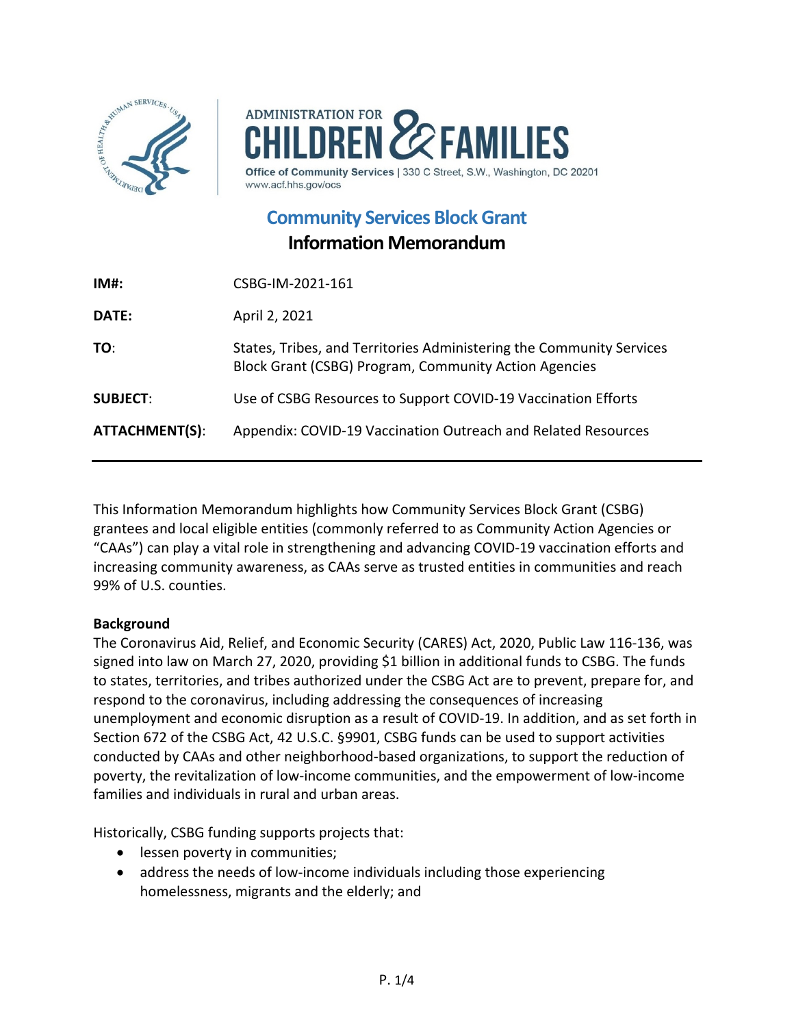ADMINISTRATION FOR CHILDREN & FAMILIES

Office of Community Services | 330 C Street, S.W., Washington, DC 20201
www.acf.hhs.gov/ocs

# Community Services Block Grant
## Information Memorandum

| | |
|---|---|
| **IM#:** | CSBG-IM-2021-161 |
| **DATE:** | April 2, 2021 |
| **TO:** | States, Tribes, and Territories Administering the Community Services Block Grant (CSBG) Program, Community Action Agencies |
| **SUBJECT:** | Use of CSBG Resources to Support COVID-19 Vaccination Efforts |
| **ATTACHMENT(S):** | Appendix: COVID-19 Vaccination Outreach and Related Resources |

---

This Information Memorandum highlights how Community Services Block Grant (CSBG) grantees and local eligible entities (commonly referred to as Community Action Agencies or "CAAs") can play a vital role in strengthening and advancing COVID-19 vaccination efforts and increasing community awareness, as CAAs serve as trusted entities in communities and reach 99% of U.S. counties.

**Background**

The Coronavirus Aid, Relief, and Economic Security (CARES) Act, 2020, Public Law 116-136, was signed into law on March 27, 2020, providing $1 billion in additional funds to CSBG. The funds to states, territories, and tribes authorized under the CSBG Act are to prevent, prepare for, and respond to the coronavirus, including addressing the consequences of increasing unemployment and economic disruption as a result of COVID-19. In addition, and as set forth in Section 672 of the CSBG Act, 42 U.S.C. §9901, CSBG funds can be used to support activities conducted by CAAs and other neighborhood-based organizations, to support the reduction of poverty, the revitalization of low-income communities, and the empowerment of low-income families and individuals in rural and urban areas.

Historically, CSBG funding supports projects that:

- lessen poverty in communities;
- address the needs of low-income individuals including those experiencing homelessness, migrants and the elderly; and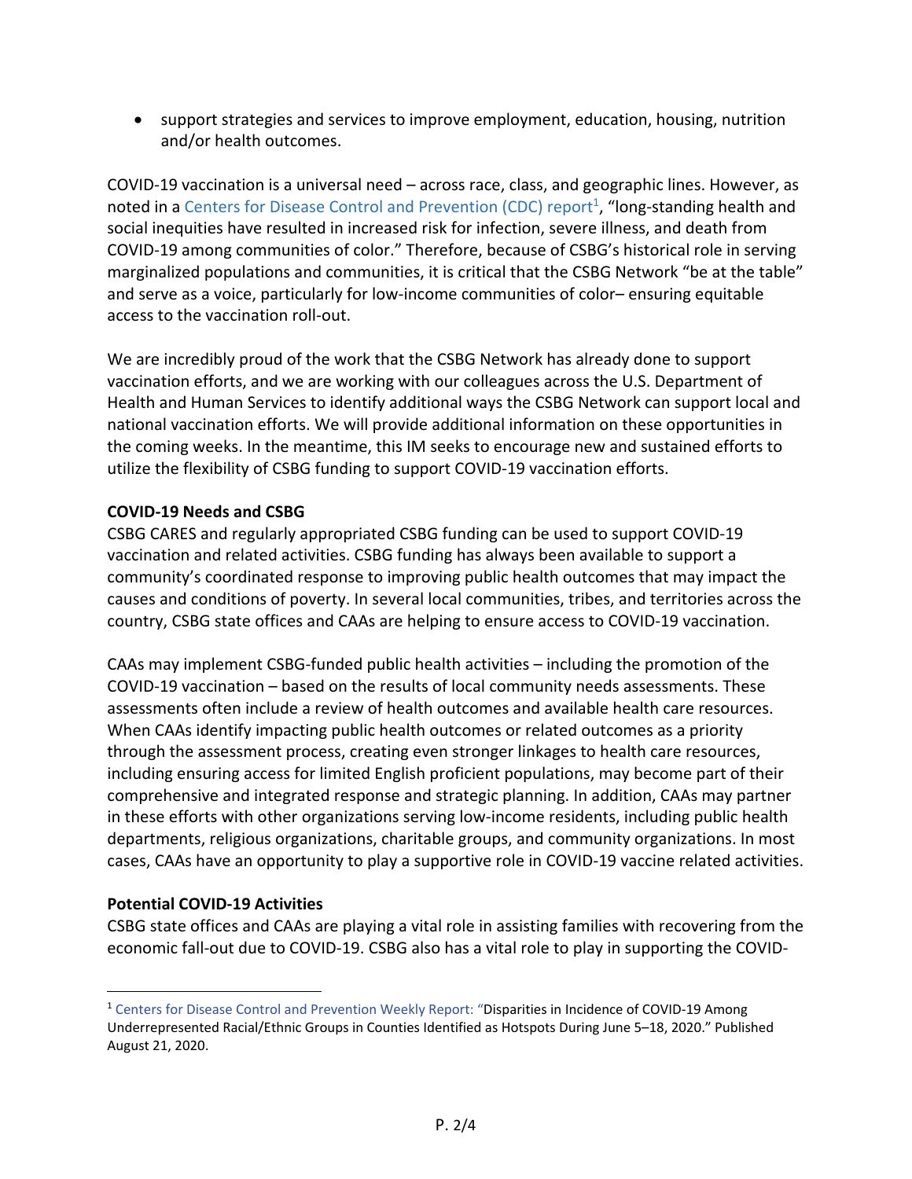- support strategies and services to improve employment, education, housing, nutrition and/or health outcomes.

COVID-19 vaccination is a universal need – across race, class, and geographic lines. However, as noted in a Centers for Disease Control and Prevention (CDC) report[1], "long-standing health and social inequities have resulted in increased risk for infection, severe illness, and death from COVID-19 among communities of color." Therefore, because of CSBG's historical role in serving marginalized populations and communities, it is critical that the CSBG Network "be at the table" and serve as a voice, particularly for low-income communities of color– ensuring equitable access to the vaccination roll-out.

We are incredibly proud of the work that the CSBG Network has already done to support vaccination efforts, and we are working with our colleagues across the U.S. Department of Health and Human Services to identify additional ways the CSBG Network can support local and national vaccination efforts. We will provide additional information on these opportunities in the coming weeks. In the meantime, this IM seeks to encourage new and sustained efforts to utilize the flexibility of CSBG funding to support COVID-19 vaccination efforts.

**COVID-19 Needs and CSBG**

CSBG CARES and regularly appropriated CSBG funding can be used to support COVID-19 vaccination and related activities. CSBG funding has always been available to support a community's coordinated response to improving public health outcomes that may impact the causes and conditions of poverty. In several local communities, tribes, and territories across the country, CSBG state offices and CAAs are helping to ensure access to COVID-19 vaccination.

CAAs may implement CSBG-funded public health activities – including the promotion of the COVID-19 vaccination – based on the results of local community needs assessments. These assessments often include a review of health outcomes and available health care resources. When CAAs identify impacting public health outcomes or related outcomes as a priority through the assessment process, creating even stronger linkages to health care resources, including ensuring access for limited English proficient populations, may become part of their comprehensive and integrated response and strategic planning. In addition, CAAs may partner in these efforts with other organizations serving low-income residents, including public health departments, religious organizations, charitable groups, and community organizations. In most cases, CAAs have an opportunity to play a supportive role in COVID-19 vaccine related activities.

**Potential COVID-19 Activities**

CSBG state offices and CAAs are playing a vital role in assisting families with recovering from the economic fall-out due to COVID-19. CSBG also has a vital role to play in supporting the COVID-

---

[1] Centers for Disease Control and Prevention Weekly Report: "Disparities in Incidence of COVID-19 Among Underrepresented Racial/Ethnic Groups in Counties Identified as Hotspots During June 5–18, 2020." Published August 21, 2020.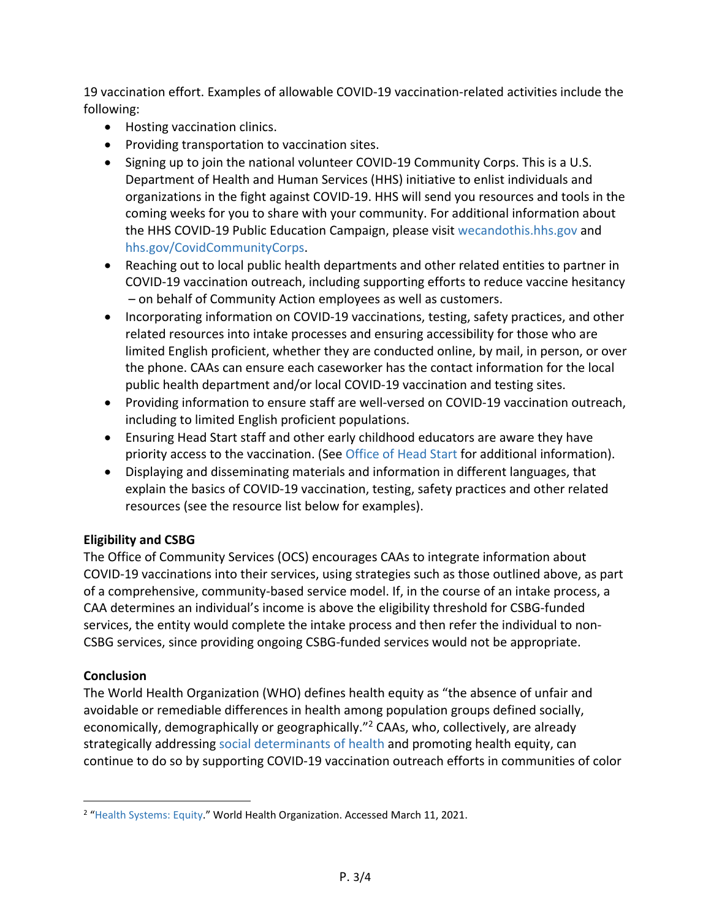19 vaccination effort. Examples of allowable COVID-19 vaccination-related activities include the following:

- Hosting vaccination clinics.
- Providing transportation to vaccination sites.
- Signing up to join the national volunteer COVID-19 Community Corps. This is a U.S. Department of Health and Human Services (HHS) initiative to enlist individuals and organizations in the fight against COVID-19. HHS will send you resources and tools in the coming weeks for you to share with your community. For additional information about the HHS COVID-19 Public Education Campaign, please visit wecandothis.hhs.gov and hhs.gov/CovidCommunityCorps.
- Reaching out to local public health departments and other related entities to partner in COVID-19 vaccination outreach, including supporting efforts to reduce vaccine hesitancy – on behalf of Community Action employees as well as customers.
- Incorporating information on COVID-19 vaccinations, testing, safety practices, and other related resources into intake processes and ensuring accessibility for those who are limited English proficient, whether they are conducted online, by mail, in person, or over the phone. CAAs can ensure each caseworker has the contact information for the local public health department and/or local COVID-19 vaccination and testing sites.
- Providing information to ensure staff are well-versed on COVID-19 vaccination outreach, including to limited English proficient populations.
- Ensuring Head Start staff and other early childhood educators are aware they have priority access to the vaccination. (See Office of Head Start for additional information).
- Displaying and disseminating materials and information in different languages, that explain the basics of COVID-19 vaccination, testing, safety practices and other related resources (see the resource list below for examples).

**Eligibility and CSBG**

The Office of Community Services (OCS) encourages CAAs to integrate information about COVID-19 vaccinations into their services, using strategies such as those outlined above, as part of a comprehensive, community-based service model. If, in the course of an intake process, a CAA determines an individual's income is above the eligibility threshold for CSBG-funded services, the entity would complete the intake process and then refer the individual to non-CSBG services, since providing ongoing CSBG-funded services would not be appropriate.

**Conclusion**

The World Health Organization (WHO) defines health equity as "the absence of unfair and avoidable or remediable differences in health among population groups defined socially, economically, demographically or geographically."[2] CAAs, who, collectively, are already strategically addressing social determinants of health and promoting health equity, can continue to do so by supporting COVID-19 vaccination outreach efforts in communities of color

[2] "Health Systems: Equity." World Health Organization. Accessed March 11, 2021.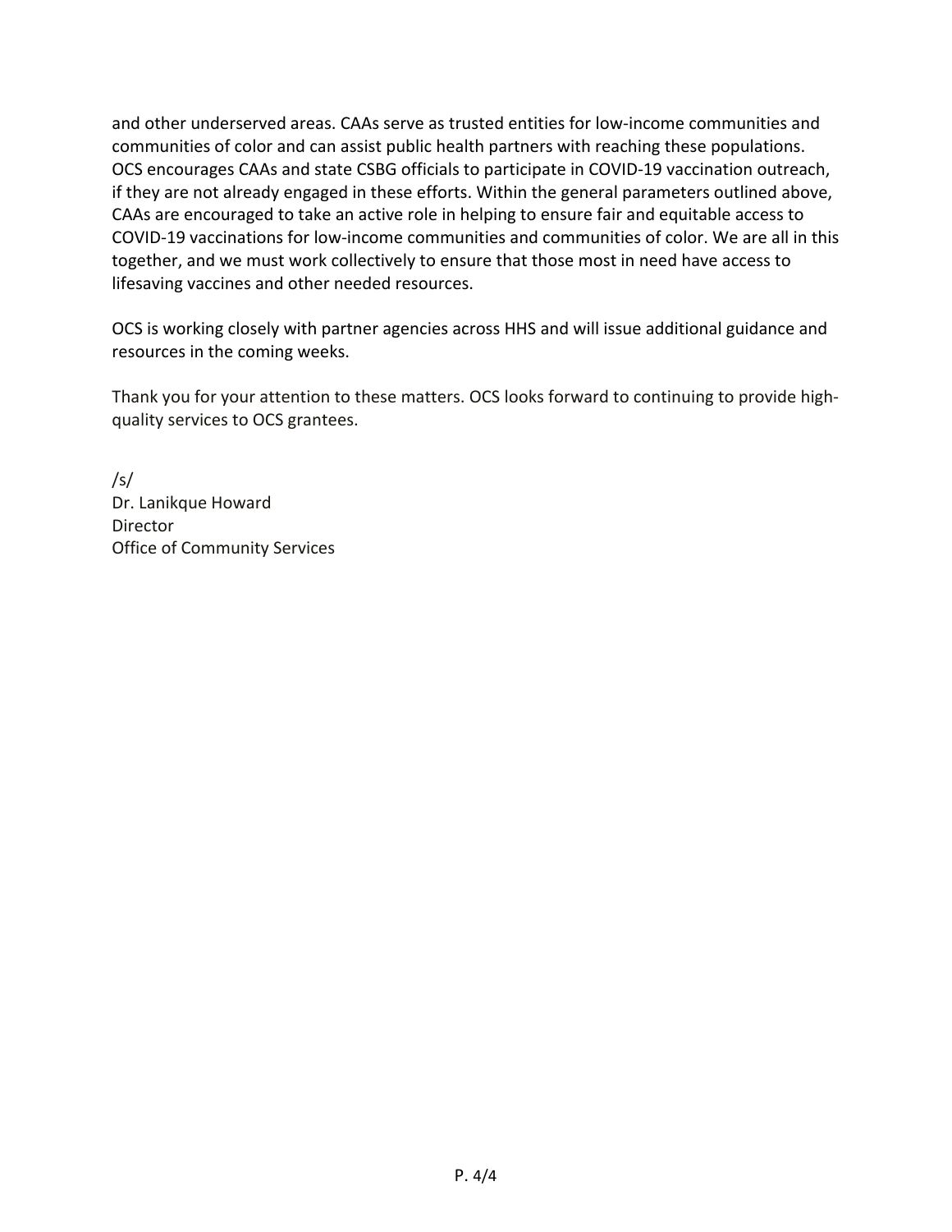and other underserved areas. CAAs serve as trusted entities for low-income communities and communities of color and can assist public health partners with reaching these populations. OCS encourages CAAs and state CSBG officials to participate in COVID-19 vaccination outreach, if they are not already engaged in these efforts. Within the general parameters outlined above, CAAs are encouraged to take an active role in helping to ensure fair and equitable access to COVID-19 vaccinations for low-income communities and communities of color. We are all in this together, and we must work collectively to ensure that those most in need have access to lifesaving vaccines and other needed resources.

OCS is working closely with partner agencies across HHS and will issue additional guidance and resources in the coming weeks.

Thank you for your attention to these matters. OCS looks forward to continuing to provide high-quality services to OCS grantees.

/s/  
Dr. Lanikque Howard  
Director  
Office of Community Services